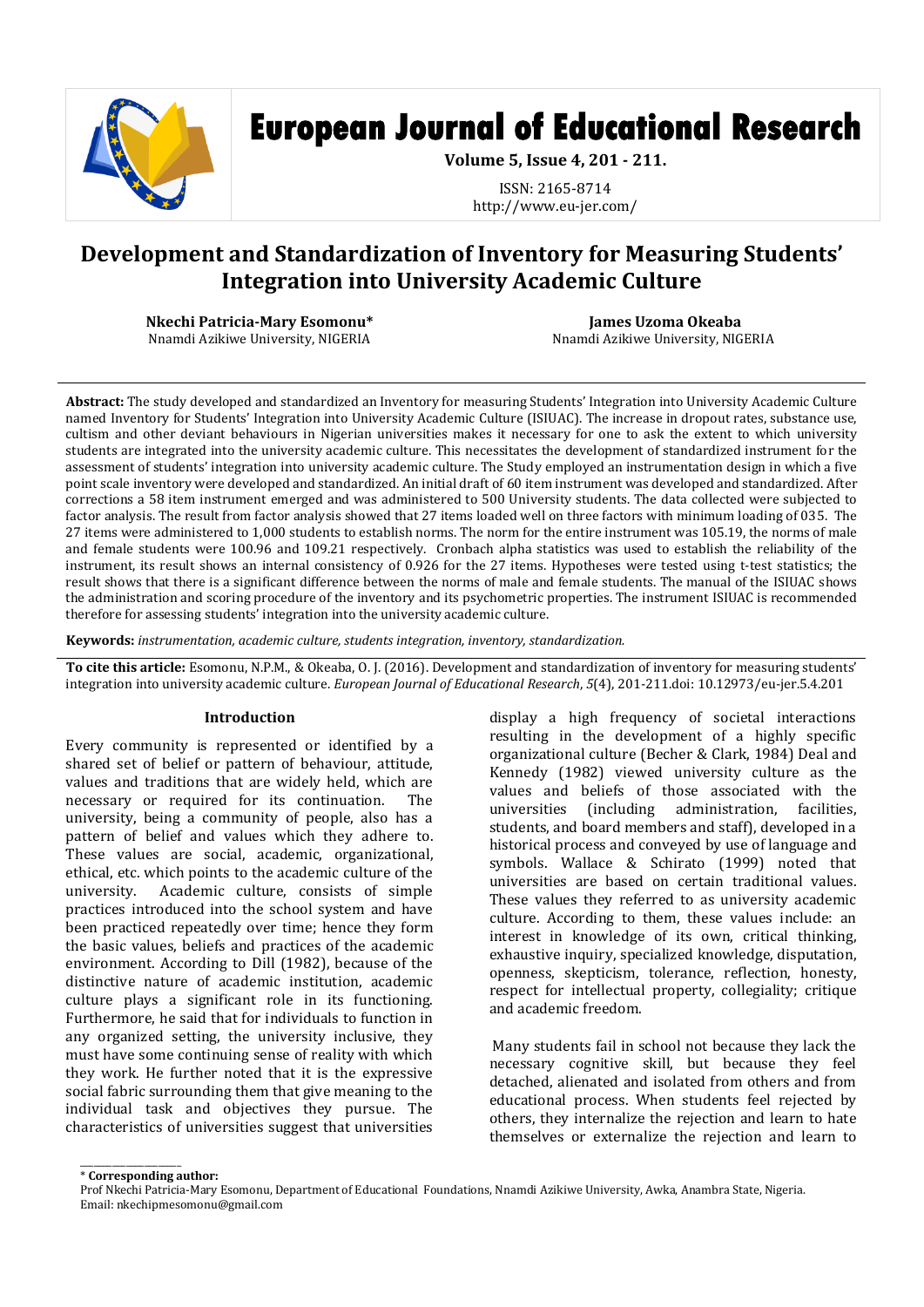# Development and Standardization of Inventory for Measuring Students' Integration into University Academic Culture

**Nkechi Patricia-Mary Esomonu***
Nnamdi Azikiwe University, NIGERIA

**James Uzoma Okeaba**
Nnamdi Azikiwe University, NIGERIA

**Abstract:** The study developed and standardized an Inventory for measuring Students' Integration into University Academic Culture named Inventory for Students' Integration into University Academic Culture (ISIUAC). The increase in dropout rates, substance use, cultism and other deviant behaviours in Nigerian universities makes it necessary for one to ask the extent to which university students are integrated into the university academic culture. This necessitates the development of standardized instrument for the assessment of students' integration into university academic culture. The Study employed an instrumentation design in which a five point scale inventory were developed and standardized. An initial draft of 60 item instrument was developed and standardized. After corrections a 58 item instrument emerged and was administered to 500 University students. The data collected were subjected to factor analysis. The result from factor analysis showed that 27 items loaded well on three factors with minimum loading of 035. The 27 items were administered to 1,000 students to establish norms. The norm for the entire instrument was 105.19, the norms of male and female students were 100.96 and 109.21 respectively. Cronbach alpha statistics was used to establish the reliability of the instrument, its result shows an internal consistency of 0.926 for the 27 items. Hypotheses were tested using t-test statistics; the result shows that there is a significant difference between the norms of male and female students. The manual of the ISIUAC shows the administration and scoring procedure of the inventory and its psychometric properties. The instrument ISIUAC is recommended therefore for assessing students' integration into the university academic culture.

**Keywords:** *instrumentation, academic culture, students integration, inventory, standardization.*

**To cite this article:** Esomonu, N.P.M., & Okeaba, O. J. (2016). Development and standardization of inventory for measuring students' integration into university academic culture. *European Journal of Educational Research*, *5*(4), 201-211.doi: 10.12973/eu-jer.5.4.201

## Introduction

Every community is represented or identified by a shared set of belief or pattern of behaviour, attitude, values and traditions that are widely held, which are necessary or required for its continuation. The university, being a community of people, also has a pattern of belief and values which they adhere to. These values are social, academic, organizational, ethical, etc. which points to the academic culture of the university. Academic culture, consists of simple practices introduced into the school system and have been practiced repeatedly over time; hence they form the basic values, beliefs and practices of the academic environment. According to Dill (1982), because of the distinctive nature of academic institution, academic culture plays a significant role in its functioning. Furthermore, he said that for individuals to function in any organized setting, the university inclusive, they must have some continuing sense of reality with which they work. He further noted that it is the expressive social fabric surrounding them that give meaning to the individual task and objectives they pursue. The characteristics of universities suggest that universities display a high frequency of societal interactions resulting in the development of a highly specific organizational culture (Becher & Clark, 1984) Deal and Kennedy (1982) viewed university culture as the values and beliefs of those associated with the universities (including administration, facilities, students, and board members and staff), developed in a historical process and conveyed by use of language and symbols. Wallace & Schirato (1999) noted that universities are based on certain traditional values. These values they referred to as university academic culture. According to them, these values include: an interest in knowledge of its own, critical thinking, exhaustive inquiry, specialized knowledge, disputation, openness, skepticism, tolerance, reflection, honesty, respect for intellectual property, collegiality; critique and academic freedom.

Many students fail in school not because they lack the necessary cognitive skill, but because they feel detached, alienated and isolated from others and from educational process. When students feel rejected by others, they internalize the rejection and learn to hate themselves or externalize the rejection and learn to

\* **Corresponding author:**
Prof Nkechi Patricia-Mary Esomonu, Department of Educational Foundations, Nnamdi Azikiwe University, Awka, Anambra State, Nigeria.
Email: nkechipmesomonu@gmail.com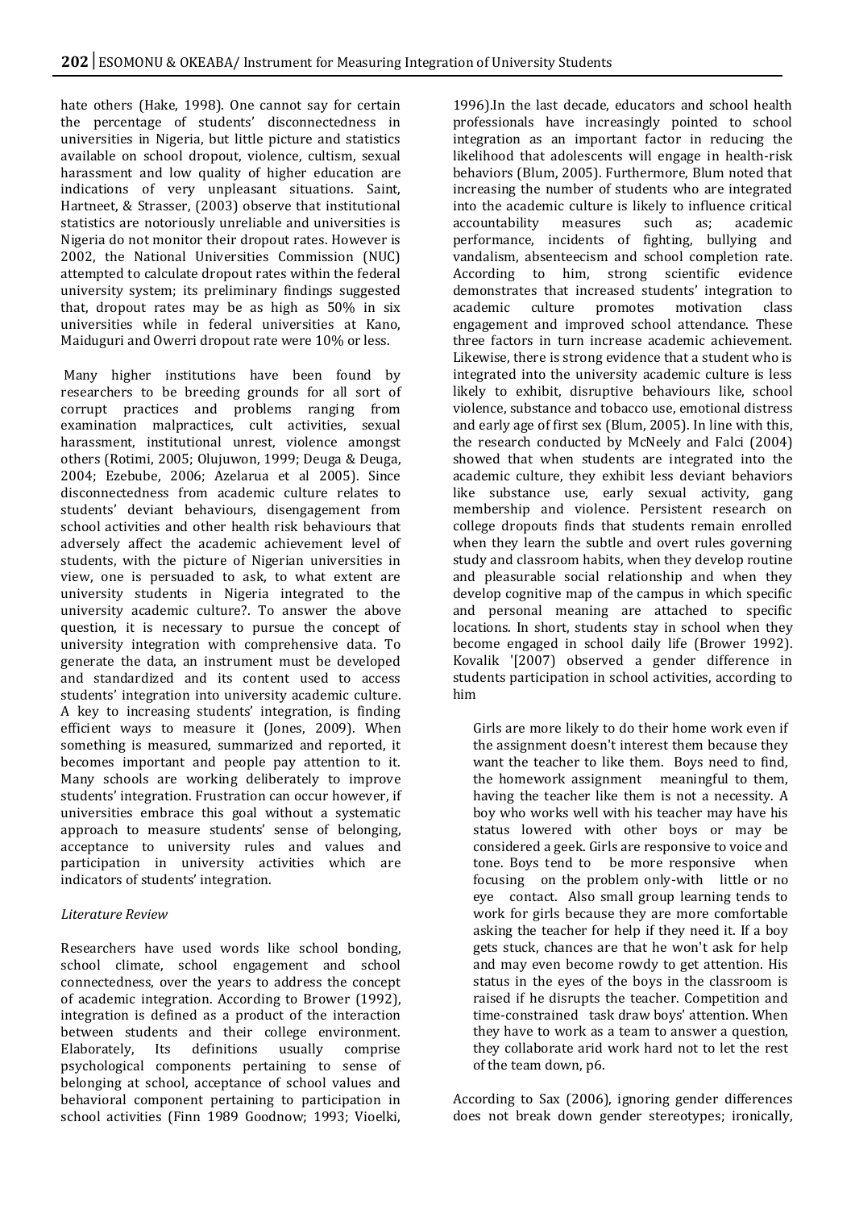hate others (Hake, 1998). One cannot say for certain the percentage of students' disconnectedness in universities in Nigeria, but little picture and statistics available on school dropout, violence, cultism, sexual harassment and low quality of higher education are indications of very unpleasant situations. Saint, Hartneet, & Strasser, (2003) observe that institutional statistics are notoriously unreliable and universities is Nigeria do not monitor their dropout rates. However is 2002, the National Universities Commission (NUC) attempted to calculate dropout rates within the federal university system; its preliminary findings suggested that, dropout rates may be as high as 50% in six universities while in federal universities at Kano, Maiduguri and Owerri dropout rate were 10% or less.

Many higher institutions have been found by researchers to be breeding grounds for all sort of corrupt practices and problems ranging from examination malpractices, cult activities, sexual harassment, institutional unrest, violence amongst others (Rotimi, 2005; Olujuwon, 1999; Deuga & Deuga, 2004; Ezebube, 2006; Azelarua et al 2005). Since disconnectedness from academic culture relates to students' deviant behaviours, disengagement from school activities and other health risk behaviours that adversely affect the academic achievement level of students, with the picture of Nigerian universities in view, one is persuaded to ask, to what extent are university students in Nigeria integrated to the university academic culture?. To answer the above question, it is necessary to pursue the concept of university integration with comprehensive data. To generate the data, an instrument must be developed and standardized and its content used to access students' integration into university academic culture. A key to increasing students' integration, is finding efficient ways to measure it (Jones, 2009). When something is measured, summarized and reported, it becomes important and people pay attention to it. Many schools are working deliberately to improve students' integration. Frustration can occur however, if universities embrace this goal without a systematic approach to measure students' sense of belonging, acceptance to university rules and values and participation in university activities which are indicators of students' integration.

*Literature Review*

Researchers have used words like school bonding, school climate, school engagement and school connectedness, over the years to address the concept of academic integration. According to Brower (1992), integration is defined as a product of the interaction between students and their college environment. Elaborately, Its definitions usually comprise psychological components pertaining to sense of belonging at school, acceptance of school values and behavioral component pertaining to participation in school activities (Finn 1989 Goodnow; 1993; Vioelki, 1996).In the last decade, educators and school health professionals have increasingly pointed to school integration as an important factor in reducing the likelihood that adolescents will engage in health-risk behaviors (Blum, 2005). Furthermore, Blum noted that increasing the number of students who are integrated into the academic culture is likely to influence critical accountability measures such as; academic performance, incidents of fighting, bullying and vandalism, absenteeism and school completion rate. According to him, strong scientific evidence demonstrates that increased students' integration to academic culture promotes motivation class engagement and improved school attendance. These three factors in turn increase academic achievement. Likewise, there is strong evidence that a student who is integrated into the university academic culture is less likely to exhibit, disruptive behaviours like, school violence, substance and tobacco use, emotional distress and early age of first sex (Blum, 2005). In line with this, the research conducted by McNeely and Falci (2004) showed that when students are integrated into the academic culture, they exhibit less deviant behaviors like substance use, early sexual activity, gang membership and violence. Persistent research on college dropouts finds that students remain enrolled when they learn the subtle and overt rules governing study and classroom habits, when they develop routine and pleasurable social relationship and when they develop cognitive map of the campus in which specific and personal meaning are attached to specific locations. In short, students stay in school when they become engaged in school daily life (Brower 1992). Kovalik '[2007) observed a gender difference in students participation in school activities, according to him

> Girls are more likely to do their home work even if the assignment doesn't interest them because they want the teacher to like them. Boys need to find, the homework assignment meaningful to them, having the teacher like them is not a necessity. A boy who works well with his teacher may have his status lowered with other boys or may be considered a geek. Girls are responsive to voice and tone. Boys tend to be more responsive when focusing on the problem only-with little or no eye contact. Also small group learning tends to work for girls because they are more comfortable asking the teacher for help if they need it. If a boy gets stuck, chances are that he won't ask for help and may even become rowdy to get attention. His status in the eyes of the boys in the classroom is raised if he disrupts the teacher. Competition and time-constrained task draw boys' attention. When they have to work as a team to answer a question, they collaborate arid work hard not to let the rest of the team down, p6.

According to Sax (2006), ignoring gender differences does not break down gender stereotypes; ironically,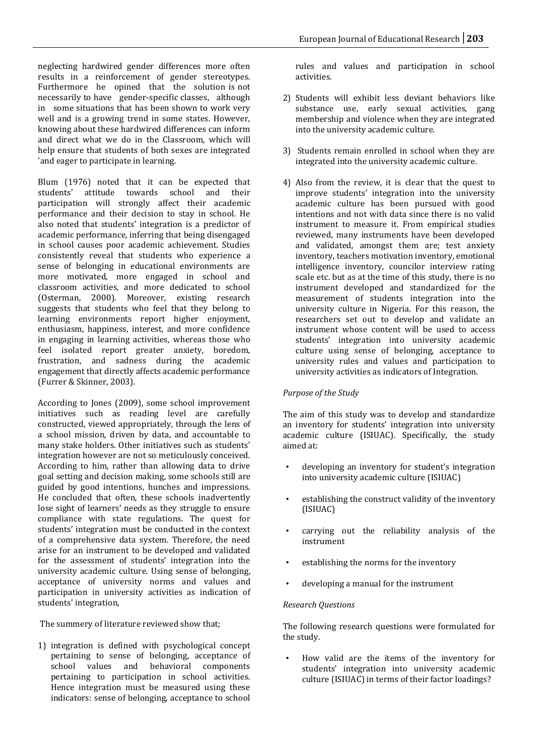neglecting hardwired gender differences more often results in a reinforcement of gender stereotypes. Furthermore he opined that the solution is not necessarily to have gender-specific classes, although in some situations that has been shown to work very well and is a growing trend in some states. However, knowing about these hardwired differences can inform and direct what we do in the Classroom, which will help ensure that students of both sexes are integrated 'and eager to participate in learning.

Blum (1976) noted that it can be expected that students' attitude towards school and their participation will strongly affect their academic performance and their decision to stay in school. He also noted that students' integration is a predictor of academic performance, inferring that being disengaged in school causes poor academic achievement. Studies consistently reveal that students who experience a sense of belonging in educational environments are more motivated, more engaged in school and classroom activities, and more dedicated to school (Osterman, 2000). Moreover, existing research suggests that students who feel that they belong to learning environments report higher enjoyment, enthusiasm, happiness, interest, and more confidence in engaging in learning activities, whereas those who feel isolated report greater anxiety, boredom, frustration, and sadness during the academic engagement that directly affects academic performance (Furrer & Skinner, 2003).

According to Jones (2009), some school improvement initiatives such as reading level are carefully constructed, viewed appropriately, through the lens of a school mission, driven by data, and accountable to many stake holders. Other initiatives such as students' integration however are not so meticulously conceived. According to him, rather than allowing data to drive goal setting and decision making, some schools still are guided by good intentions, hunches and impressions. He concluded that often, these schools inadvertently lose sight of learners' needs as they struggle to ensure compliance with state regulations. The quest for students' integration must be conducted in the context of a comprehensive data system. Therefore, the need arise for an instrument to be developed and validated for the assessment of students' integration into the university academic culture. Using sense of belonging, acceptance of university norms and values and participation in university activities as indication of students' integration,

The summery of literature reviewed show that;

1) integration is defined with psychological concept pertaining to sense of belonging, acceptance of school values and behavioral components pertaining to participation in school activities. Hence integration must be measured using these indicators: sense of belonging, acceptance to school rules and values and participation in school activities.
2) Students will exhibit less deviant behaviors like substance use, early sexual activities, gang membership and violence when they are integrated into the university academic culture.
3) Students remain enrolled in school when they are integrated into the university academic culture.
4) Also from the review, it is clear that the quest to improve students' integration into the university academic culture has been pursued with good intentions and not with data since there is no valid instrument to measure it. From empirical studies reviewed, many instruments have been developed and validated, amongst them are; test anxiety inventory, teachers motivation inventory, emotional intelligence inventory, councilor interview rating scale etc. but as at the time of this study, there is no instrument developed and standardized for the measurement of students integration into the university culture in Nigeria. For this reason, the researchers set out to develop and validate an instrument whose content will be used to access students' integration into university academic culture using sense of belonging, acceptance to university rules and values and participation to university activities as indicators of Integration.

*Purpose of the Study*

The aim of this study was to develop and standardize an inventory for students' integration into university academic culture (ISIUAC). Specifically, the study aimed at:

- developing an inventory for student's integration into university academic culture (ISIUAC)
- establishing the construct validity of the inventory (ISIUAC)
- carrying out the reliability analysis of the instrument
- establishing the norms for the inventory
- developing a manual for the instrument

*Research Questions*

The following research questions were formulated for the study.

- How valid are the items of the inventory for students' integration into university academic culture (ISIUAC) in terms of their factor loadings?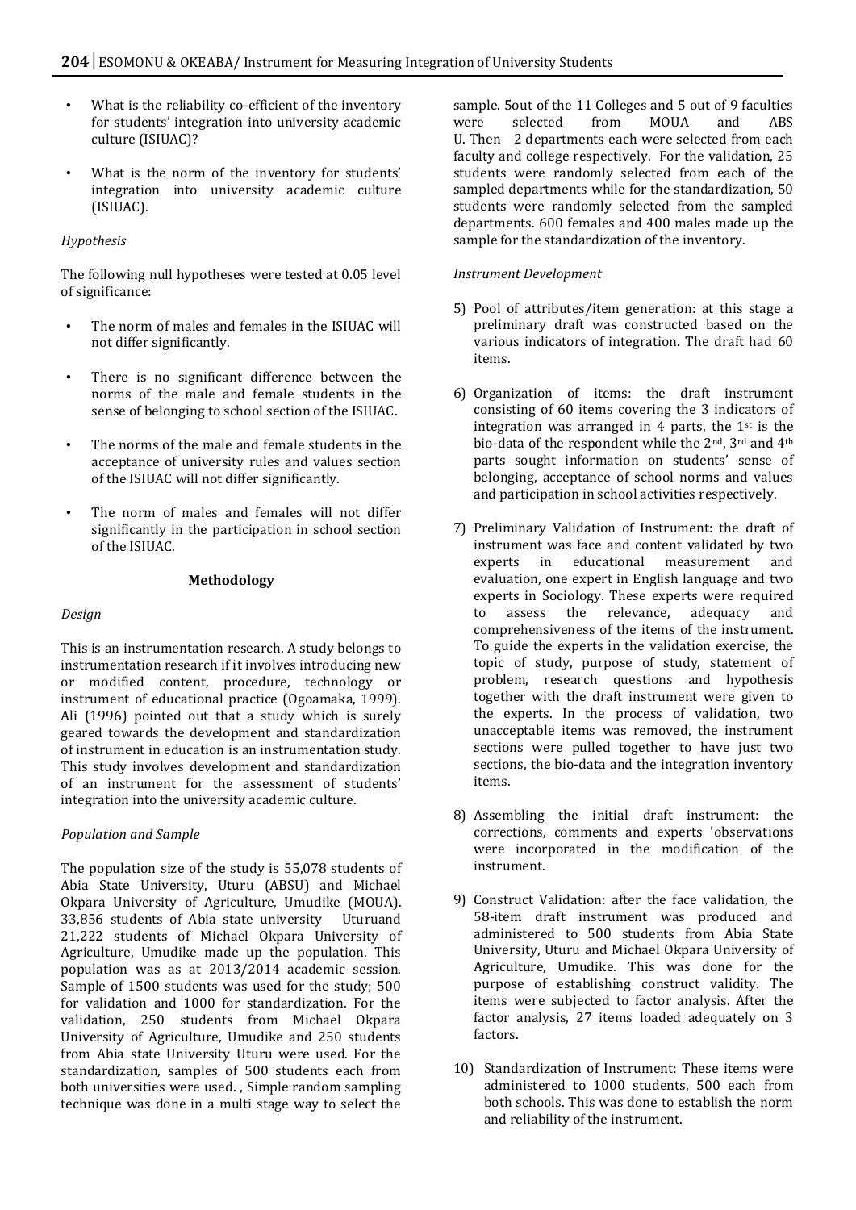- What is the reliability co-efficient of the inventory for students' integration into university academic culture (ISIUAC)?
- What is the norm of the inventory for students' integration into university academic culture (ISIUAC).

*Hypothesis*

The following null hypotheses were tested at 0.05 level of significance:

- The norm of males and females in the ISIUAC will not differ significantly.
- There is no significant difference between the norms of the male and female students in the sense of belonging to school section of the ISIUAC.
- The norms of the male and female students in the acceptance of university rules and values section of the ISIUAC will not differ significantly.
- The norm of males and females will not differ significantly in the participation in school section of the ISIUAC.

## Methodology

*Design*

This is an instrumentation research. A study belongs to instrumentation research if it involves introducing new or modified content, procedure, technology or instrument of educational practice (Ogoamaka, 1999). Ali (1996) pointed out that a study which is surely geared towards the development and standardization of instrument in education is an instrumentation study. This study involves development and standardization of an instrument for the assessment of students' integration into the university academic culture.

*Population and Sample*

The population size of the study is 55,078 students of Abia State University, Uturu (ABSU) and Michael Okpara University of Agriculture, Umudike (MOUA). 33,856 students of Abia state university Uturuand 21,222 students of Michael Okpara University of Agriculture, Umudike made up the population. This population was as at 2013/2014 academic session. Sample of 1500 students was used for the study; 500 for validation and 1000 for standardization. For the validation, 250 students from Michael Okpara University of Agriculture, Umudike and 250 students from Abia state University Uturu were used. For the standardization, samples of 500 students each from both universities were used. , Simple random sampling technique was done in a multi stage way to select the sample. 5out of the 11 Colleges and 5 out of 9 faculties were selected from MOUA and ABS U. Then 2 departments each were selected from each faculty and college respectively. For the validation, 25 students were randomly selected from each of the sampled departments while for the standardization, 50 students were randomly selected from the sampled departments. 600 females and 400 males made up the sample for the standardization of the inventory.

*Instrument Development*

5) Pool of attributes/item generation: at this stage a preliminary draft was constructed based on the various indicators of integration. The draft had 60 items.

6) Organization of items: the draft instrument consisting of 60 items covering the 3 indicators of integration was arranged in 4 parts, the 1st is the bio-data of the respondent while the 2nd, 3rd and 4th parts sought information on students' sense of belonging, acceptance of school norms and values and participation in school activities respectively.

7) Preliminary Validation of Instrument: the draft of instrument was face and content validated by two experts in educational measurement and evaluation, one expert in English language and two experts in Sociology. These experts were required to assess the relevance, adequacy and comprehensiveness of the items of the instrument. To guide the experts in the validation exercise, the topic of study, purpose of study, statement of problem, research questions and hypothesis together with the draft instrument were given to the experts. In the process of validation, two unacceptable items was removed, the instrument sections were pulled together to have just two sections, the bio-data and the integration inventory items.

8) Assembling the initial draft instrument: the corrections, comments and experts 'observations were incorporated in the modification of the instrument.

9) Construct Validation: after the face validation, the 58-item draft instrument was produced and administered to 500 students from Abia State University, Uturu and Michael Okpara University of Agriculture, Umudike. This was done for the purpose of establishing construct validity. The items were subjected to factor analysis. After the factor analysis, 27 items loaded adequately on 3 factors.

10) Standardization of Instrument: These items were administered to 1000 students, 500 each from both schools. This was done to establish the norm and reliability of the instrument.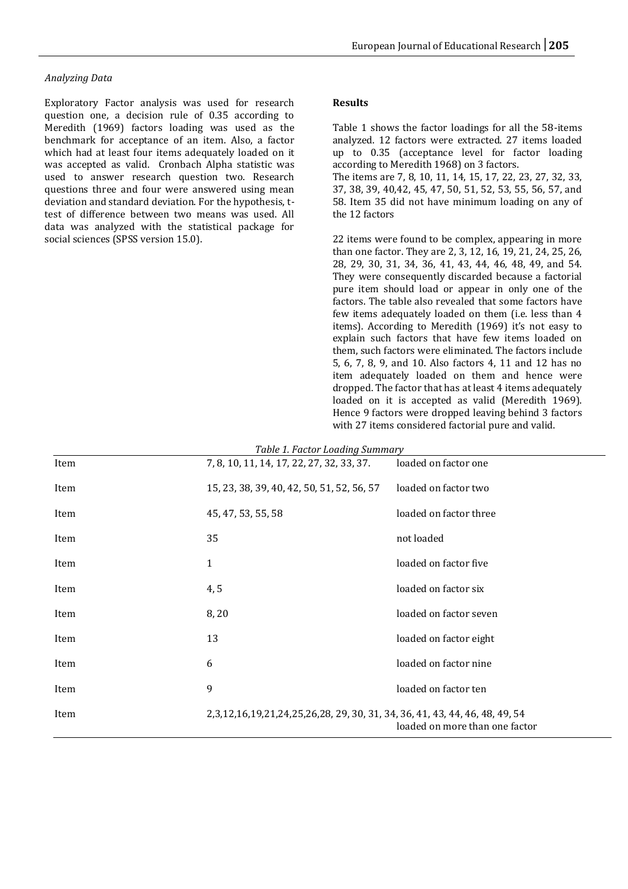### *Analyzing Data*

Exploratory Factor analysis was used for research question one, a decision rule of 0.35 according to Meredith (1969) factors loading was used as the benchmark for acceptance of an item. Also, a factor which had at least four items adequately loaded on it was accepted as valid. Cronbach Alpha statistic was used to answer research question two. Research questions three and four were answered using mean deviation and standard deviation. For the hypothesis, t-test of difference between two means was used. All data was analyzed with the statistical package for social sciences (SPSS version 15.0).

### **Results**

Table 1 shows the factor loadings for all the 58-items analyzed. 12 factors were extracted. 27 items loaded up to 0.35 (acceptance level for factor loading according to Meredith 1968) on 3 factors.
The items are 7, 8, 10, 11, 14, 15, 17, 22, 23, 27, 32, 33, 37, 38, 39, 40,42, 45, 47, 50, 51, 52, 53, 55, 56, 57, and 58. Item 35 did not have minimum loading on any of the 12 factors

22 items were found to be complex, appearing in more than one factor. They are 2, 3, 12, 16, 19, 21, 24, 25, 26, 28, 29, 30, 31, 34, 36, 41, 43, 44, 46, 48, 49, and 54. They were consequently discarded because a factorial pure item should load or appear in only one of the factors. The table also revealed that some factors have few items adequately loaded on them (i.e. less than 4 items). According to Meredith (1969) it's not easy to explain such factors that have few items loaded on them, such factors were eliminated. The factors include 5, 6, 7, 8, 9, and 10. Also factors 4, 11 and 12 has no item adequately loaded on them and hence were dropped. The factor that has at least 4 items adequately loaded on it is accepted as valid (Meredith 1969). Hence 9 factors were dropped leaving behind 3 factors with 27 items considered factorial pure and valid.

*Table 1. Factor Loading Summary*

| | | |
|---|---|---|
| Item | 7, 8, 10, 11, 14, 17, 22, 27, 32, 33, 37. | loaded on factor one |
| Item | 15, 23, 38, 39, 40, 42, 50, 51, 52, 56, 57 | loaded on factor two |
| Item | 45, 47, 53, 55, 58 | loaded on factor three |
| Item | 35 | not loaded |
| Item | 1 | loaded on factor five |
| Item | 4, 5 | loaded on factor six |
| Item | 8, 20 | loaded on factor seven |
| Item | 13 | loaded on factor eight |
| Item | 6 | loaded on factor nine |
| Item | 9 | loaded on factor ten |
| Item | 2,3,12,16,19,21,24,25,26,28, 29, 30, 31, 34, 36, 41, 43, 44, 46, 48, 49, 54 | loaded on more than one factor |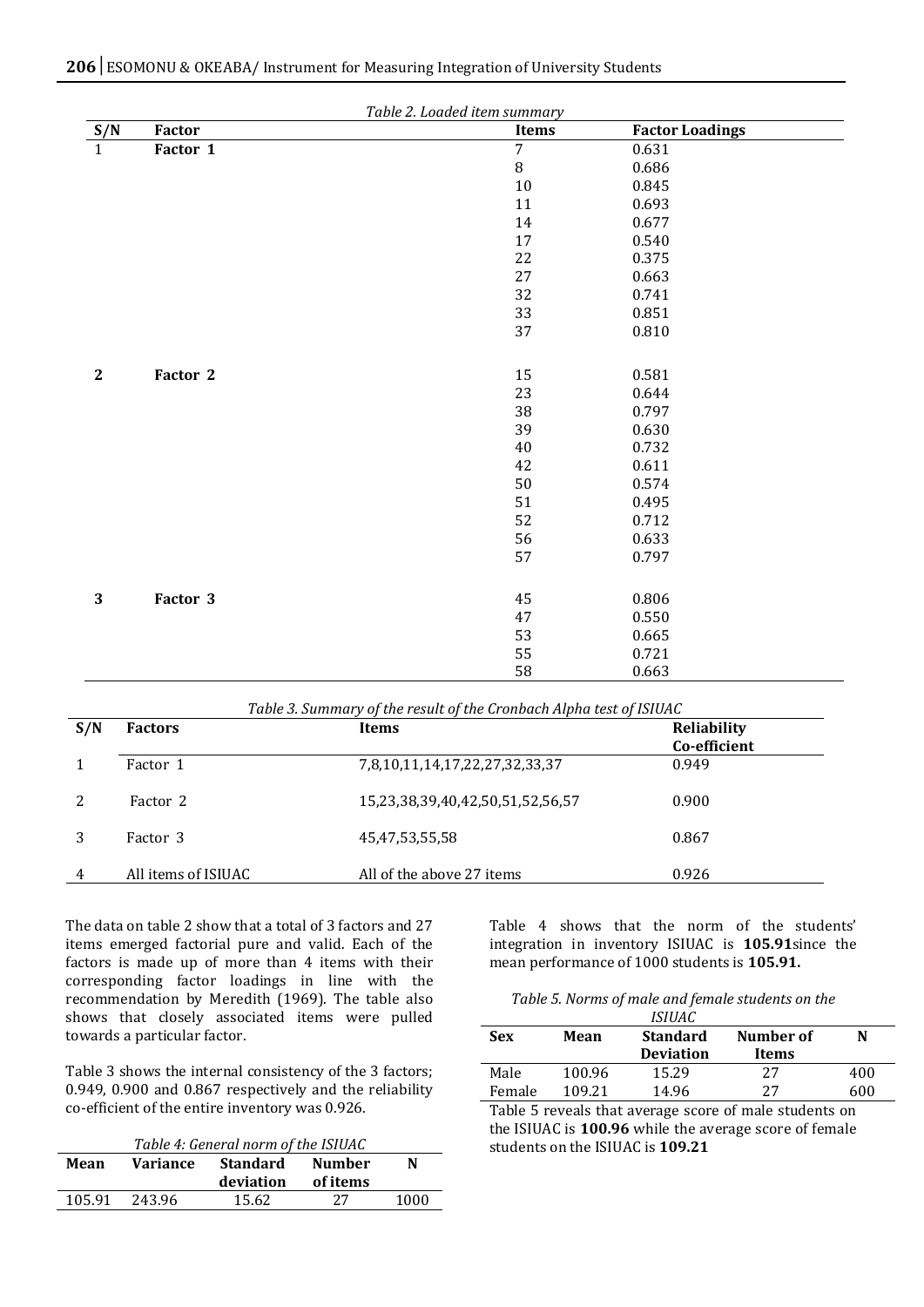*Table 2. Loaded item summary*

| S/N | Factor | Items | Factor Loadings |
|---|---|---|---|
| 1 | **Factor 1** | 7 | 0.631 |
| | | 8 | 0.686 |
| | | 10 | 0.845 |
| | | 11 | 0.693 |
| | | 14 | 0.677 |
| | | 17 | 0.540 |
| | | 22 | 0.375 |
| | | 27 | 0.663 |
| | | 32 | 0.741 |
| | | 33 | 0.851 |
| | | 37 | 0.810 |
| **2** | **Factor 2** | 15 | 0.581 |
| | | 23 | 0.644 |
| | | 38 | 0.797 |
| | | 39 | 0.630 |
| | | 40 | 0.732 |
| | | 42 | 0.611 |
| | | 50 | 0.574 |
| | | 51 | 0.495 |
| | | 52 | 0.712 |
| | | 56 | 0.633 |
| | | 57 | 0.797 |
| **3** | **Factor 3** | 45 | 0.806 |
| | | 47 | 0.550 |
| | | 53 | 0.665 |
| | | 55 | 0.721 |
| | | 58 | 0.663 |

*Table 3. Summary of the result of the Cronbach Alpha test of ISIUAC*

| S/N | Factors | Items | Reliability Co-efficient |
|---|---|---|---|
| 1 | Factor 1 | 7,8,10,11,14,17,22,27,32,33,37 | 0.949 |
| 2 | Factor 2 | 15,23,38,39,40,42,50,51,52,56,57 | 0.900 |
| 3 | Factor 3 | 45,47,53,55,58 | 0.867 |
| 4 | All items of ISIUAC | All of the above 27 items | 0.926 |

The data on table 2 show that a total of 3 factors and 27 items emerged factorial pure and valid. Each of the factors is made up of more than 4 items with their corresponding factor loadings in line with the recommendation by Meredith (1969). The table also shows that closely associated items were pulled towards a particular factor.

Table 3 shows the internal consistency of the 3 factors; 0.949, 0.900 and 0.867 respectively and the reliability co-efficient of the entire inventory was 0.926.

*Table 4: General norm of the ISIUAC*

| Mean | Variance | Standard deviation | Number of items | N |
|---|---|---|---|---|
| 105.91 | 243.96 | 15.62 | 27 | 1000 |

Table 4 shows that the norm of the students' integration in inventory ISIUAC is **105.91**since the mean performance of 1000 students is **105.91.**

*Table 5. Norms of male and female students on the ISIUAC*

| Sex | Mean | Standard Deviation | Number of Items | N |
|---|---|---|---|---|
| Male | 100.96 | 15.29 | 27 | 400 |
| Female | 109.21 | 14.96 | 27 | 600 |

Table 5 reveals that average score of male students on the ISIUAC is **100.96** while the average score of female students on the ISIUAC is **109.21**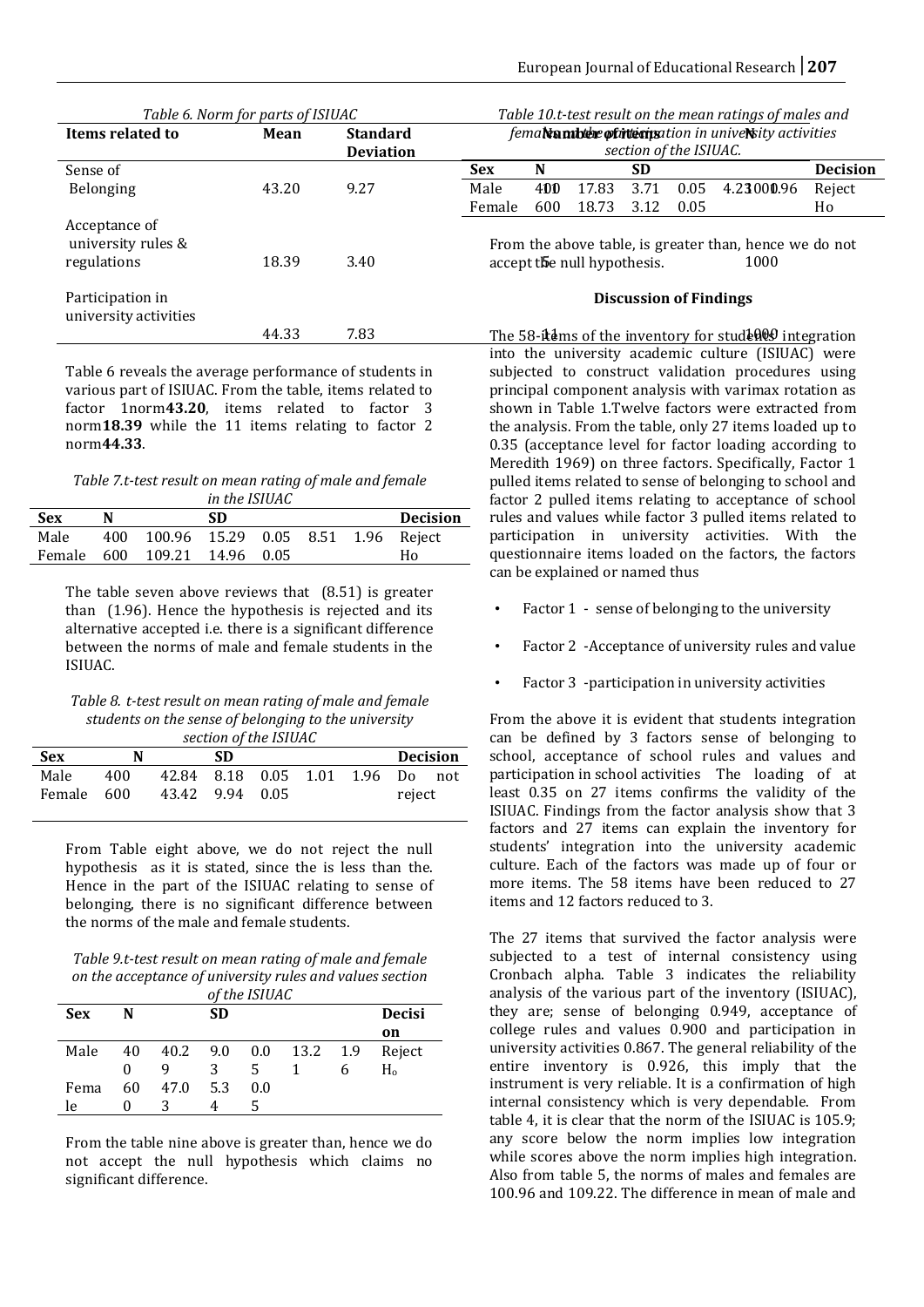*Table 6. Norm for parts of ISIUAC*

| Items related to | Mean | Standard Deviation |
|---|---|---|
| Sense of Belonging | 43.20 | 9.27 |
| Acceptance of university rules & regulations | 18.39 | 3.40 |
| Participation in university activities | 44.33 | 7.83 |

Table 6 reveals the average performance of students in various part of ISIUAC. From the table, items related to factor 1norm**43.20**, items related to factor 3 norm**18.39** while the 11 items relating to factor 2 norm**44.33**.

*Table 7.t-test result on mean rating of male and female in the ISIUAC*

| Sex | N | | SD | | | | Decision |
|---|---|---|---|---|---|---|---|
| Male | 400 | 100.96 | 15.29 | 0.05 | 8.51 | 1.96 | Reject |
| Female | 600 | 109.21 | 14.96 | 0.05 | | | Ho |

The table seven above reviews that (8.51) is greater than (1.96). Hence the hypothesis is rejected and its alternative accepted i.e. there is a significant difference between the norms of male and female students in the ISIUAC.

*Table 8. t-test result on mean rating of male and female students on the sense of belonging to the university section of the ISIUAC*

| Sex | N | | SD | | | | Decision |
|---|---|---|---|---|---|---|---|
| Male | 400 | 42.84 | 8.18 | 0.05 | 1.01 | 1.96 | Do not |
| Female | 600 | 43.42 | 9.94 | 0.05 | | | reject |

From Table eight above, we do not reject the null hypothesis as it is stated, since the is less than the. Hence in the part of the ISIUAC relating to sense of belonging, there is no significant difference between the norms of the male and female students.

*Table 9.t-test result on mean rating of male and female on the acceptance of university rules and values section of the ISIUAC*

| Sex | N | | SD | | | | Decision |
|---|---|---|---|---|---|---|---|
| Male | 400 | 40.29 | 9.03 | 0.05 | 13.21 | 1.96 | Reject $H_o$ |
| Female | 600 | 47.03 | 5.34 | 0.05 | | | |

From the table nine above is greater than, hence we do not accept the null hypothesis which claims no significant difference.

*Table 10.t-test result on the mean ratings of males and females on the participation in university activities section of the ISIUAC.*

| Sex | N | | SD | | | | Decision |
|---|---|---|---|---|---|---|---|
| Male | 400 | 17.83 | 3.71 | 0.05 | 4.23 | 1.96 | Reject |
| Female | 600 | 18.73 | 3.12 | 0.05 | | | Ho |

From the above table, is greater than, hence we do not accept the null hypothesis.

## Discussion of Findings

The 58-items of the inventory for students integration into the university academic culture (ISIUAC) were subjected to construct validation procedures using principal component analysis with varimax rotation as shown in Table 1.Twelve factors were extracted from the analysis. From the table, only 27 items loaded up to 0.35 (acceptance level for factor loading according to Meredith 1969) on three factors. Specifically, Factor 1 pulled items related to sense of belonging to school and factor 2 pulled items relating to acceptance of school rules and values while factor 3 pulled items related to participation in university activities. With the questionnaire items loaded on the factors, the factors can be explained or named thus

- Factor 1 - sense of belonging to the university
- Factor 2 -Acceptance of university rules and value
- Factor 3 -participation in university activities

From the above it is evident that students integration can be defined by 3 factors sense of belonging to school, acceptance of school rules and values and participation in school activities The loading of at least 0.35 on 27 items confirms the validity of the ISIUAC. Findings from the factor analysis show that 3 factors and 27 items can explain the inventory for students' integration into the university academic culture. Each of the factors was made up of four or more items. The 58 items have been reduced to 27 items and 12 factors reduced to 3.

The 27 items that survived the factor analysis were subjected to a test of internal consistency using Cronbach alpha. Table 3 indicates the reliability analysis of the various part of the inventory (ISIUAC), they are; sense of belonging 0.949, acceptance of college rules and values 0.900 and participation in university activities 0.867. The general reliability of the entire inventory is 0.926, this imply that the instrument is very reliable. It is a confirmation of high internal consistency which is very dependable. From table 4, it is clear that the norm of the ISIUAC is 105.9; any score below the norm implies low integration while scores above the norm implies high integration. Also from table 5, the norms of males and females are 100.96 and 109.22. The difference in mean of male and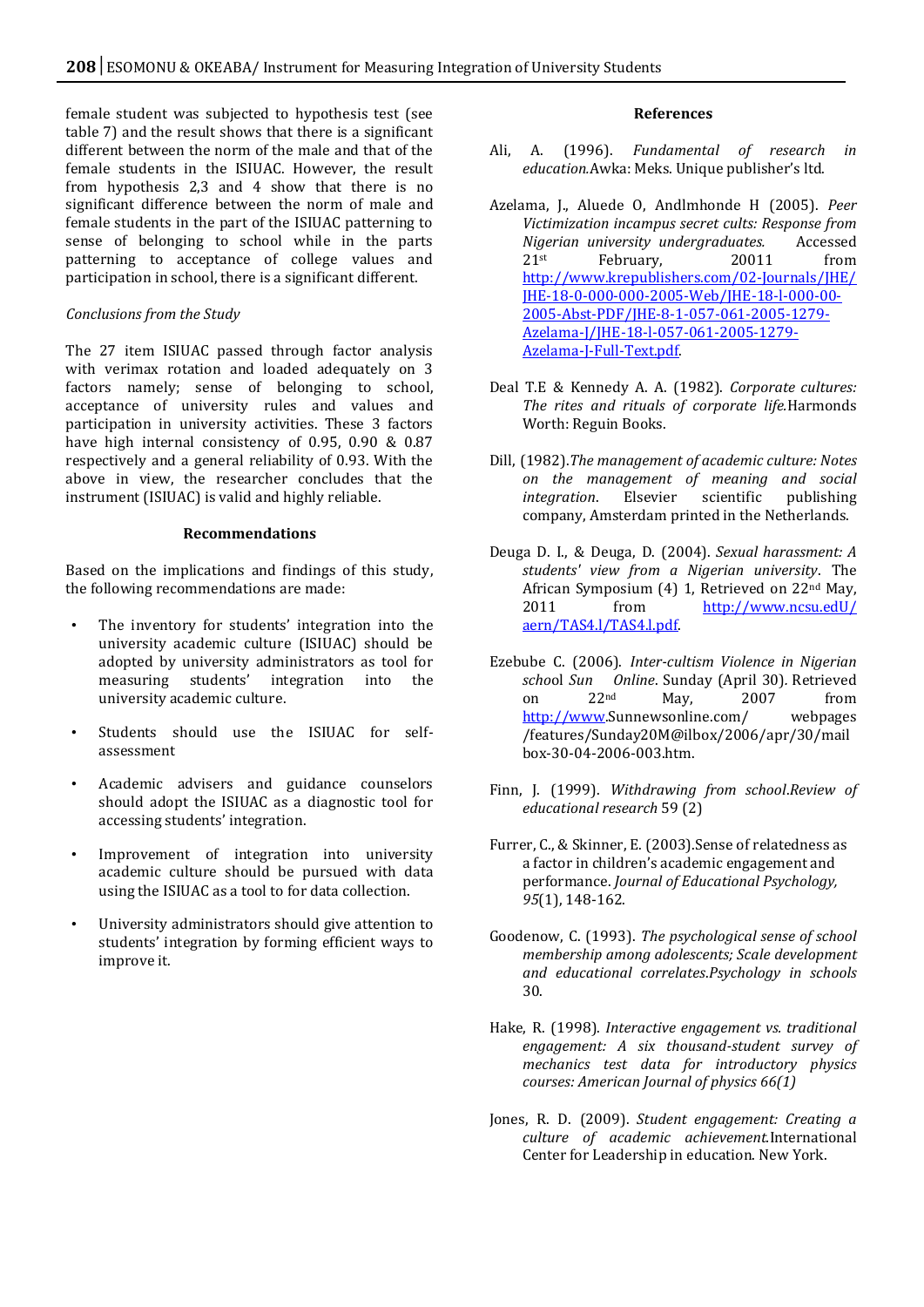female student was subjected to hypothesis test (see table 7) and the result shows that there is a significant different between the norm of the male and that of the female students in the ISIUAC. However, the result from hypothesis 2,3 and 4 show that there is no significant difference between the norm of male and female students in the part of the ISIUAC patterning to sense of belonging to school while in the parts patterning to acceptance of college values and participation in school, there is a significant different.

*Conclusions from the Study*

The 27 item ISIUAC passed through factor analysis with verimax rotation and loaded adequately on 3 factors namely; sense of belonging to school, acceptance of university rules and values and participation in university activities. These 3 factors have high internal consistency of 0.95, 0.90 & 0.87 respectively and a general reliability of 0.93. With the above in view, the researcher concludes that the instrument (ISIUAC) is valid and highly reliable.

## Recommendations

Based on the implications and findings of this study, the following recommendations are made:

- The inventory for students' integration into the university academic culture (ISIUAC) should be adopted by university administrators as tool for measuring students' integration into the university academic culture.
- Students should use the ISIUAC for self-assessment
- Academic advisers and guidance counselors should adopt the ISIUAC as a diagnostic tool for accessing students' integration.
- Improvement of integration into university academic culture should be pursued with data using the ISIUAC as a tool to for data collection.
- University administrators should give attention to students' integration by forming efficient ways to improve it.

## References

Ali, A. (1996). *Fundamental of research in education.*Awka: Meks. Unique publisher's ltd.

Azelama, J., Aluede O, Andlmhonde H (2005). *Peer Victimization incampus secret cults: Response from Nigerian university undergraduates.* Accessed 21st February, 20011 from http://www.krepublishers.com/02-Journals/JHE/JHE-18-0-000-000-2005-Web/JHE-18-l-000-00-2005-Abst-PDF/JHE-8-1-057-061-2005-1279-Azelama-J/JHE-18-l-057-061-2005-1279-Azelama-J-Full-Text.pdf.

Deal T.E & Kennedy A. A. (1982). *Corporate cultures: The rites and rituals of corporate life.*Harmonds Worth: Reguin Books.

Dill, (1982).*The management of academic culture: Notes on the management of meaning and social integration*. Elsevier scientific publishing company, Amsterdam printed in the Netherlands.

Deuga D. I., & Deuga, D. (2004). *Sexual harassment: A students' view from a Nigerian university*. The African Symposium (4) 1, Retrieved on 22nd May, 2011 from http://www.ncsu.edU/aern/TAS4.l/TAS4.l.pdf.

Ezebube C. (2006). *Inter-cultism Violence in Nigerian school Sun Online*. Sunday (April 30). Retrieved on 22nd May, 2007 from http://www.Sunnewsonline.com/ webpages /features/Sunday20M@ilbox/2006/apr/30/mail box-30-04-2006-003.htm.

Finn, J. (1999). *Withdrawing from school.Review of educational research* 59 (2)

Furrer, C., & Skinner, E. (2003).Sense of relatedness as a factor in children's academic engagement and performance. *Journal of Educational Psychology, 95*(1), 148-162.

Goodenow, C. (1993). *The psychological sense of school membership among adolescents; Scale development and educational correlates.Psychology in schools* 30.

Hake, R. (1998). *Interactive engagement vs. traditional engagement: A six thousand-student survey of mechanics test data for introductory physics courses: American Journal of physics 66(1)*

Jones, R. D. (2009). *Student engagement: Creating a culture of academic achievement.*International Center for Leadership in education. New York.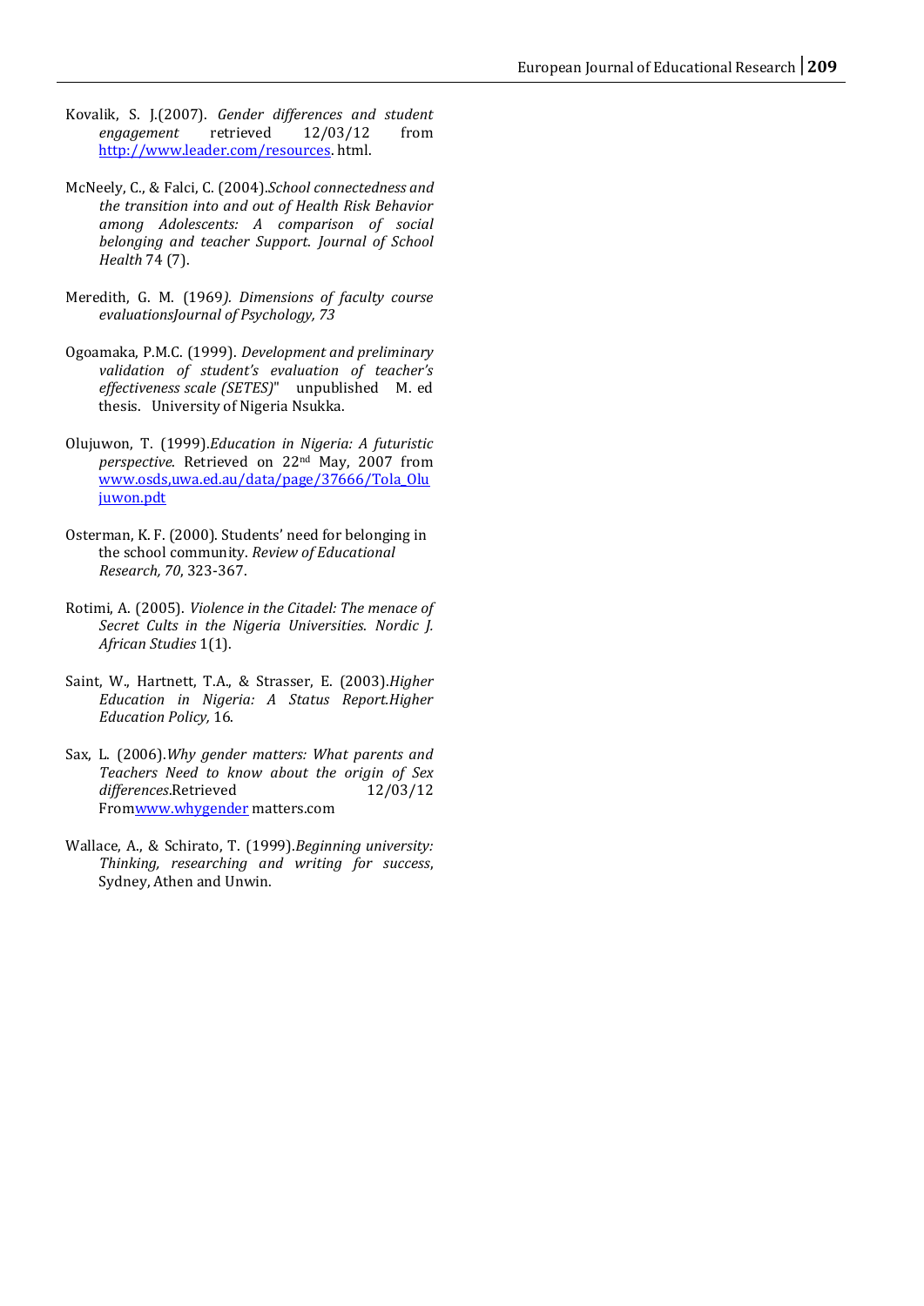Kovalik, S. J.(2007). *Gender differences and student engagement* retrieved 12/03/12 from http://www.leader.com/resources. html.

McNeely, C., & Falci, C. (2004).*School connectedness and the transition into and out of Health Risk Behavior among Adolescents: A comparison of social belonging and teacher Support*. *Journal of School Health* 74 (7).

Meredith, G. M. (1969*). Dimensions of faculty course evaluationsJournal of Psychology, 73*

Ogoamaka, P.M.C. (1999). *Development and preliminary validation of student's evaluation of teacher's effectiveness scale (SETES)*" unpublished M. ed thesis. University of Nigeria Nsukka.

Olujuwon, T. (1999).*Education in Nigeria: A futuristic perspective*. Retrieved on 22nd May, 2007 from www.osds,uwa.ed.au/data/page/37666/Tola_Olujuwon.pdt

Osterman, K. F. (2000). Students' need for belonging in the school community. *Review of Educational Research, 70*, 323-367.

Rotimi, A. (2005). *Violence in the Citadel: The menace of Secret Cults in the Nigeria Universities*. *Nordic J. African Studies* 1(1).

Saint, W., Hartnett, T.A., & Strasser, E. (2003).*Higher Education in Nigeria: A Status Report.Higher Education Policy,* 16.

Sax, L. (2006).*Why gender matters: What parents and Teachers Need to know about the origin of Sex differences*.Retrieved 12/03/12 Fromwww.whygender matters.com

Wallace, A., & Schirato, T. (1999).*Beginning university: Thinking, researching and writing for success*, Sydney, Athen and Unwin.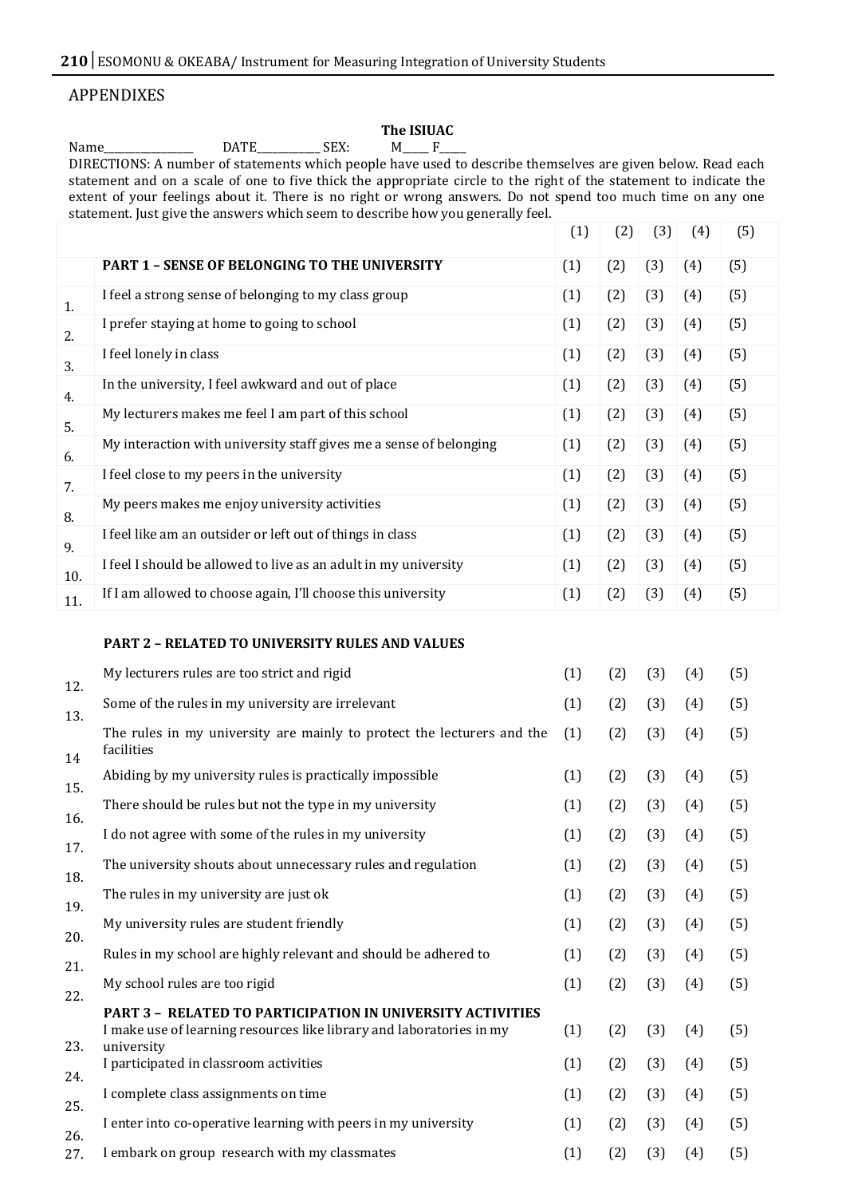## APPENDIXES

**The ISIUAC**

Name_________________ DATE____________ SEX: M_____ F_____

DIRECTIONS: A number of statements which people have used to describe themselves are given below. Read each statement and on a scale of one to five thick the appropriate circle to the right of the statement to indicate the extent of your feelings about it. There is no right or wrong answers. Do not spend too much time on any one statement. Just give the answers which seem to describe how you generally feel.

| | | (1) | (2) | (3) | (4) | (5) |
|---|---|---|---|---|---|---|
| | **PART 1 – SENSE OF BELONGING TO THE UNIVERSITY** | (1) | (2) | (3) | (4) | (5) |
| 1. | I feel a strong sense of belonging to my class group | (1) | (2) | (3) | (4) | (5) |
| 2. | I prefer staying at home to going to school | (1) | (2) | (3) | (4) | (5) |
| 3. | I feel lonely in class | (1) | (2) | (3) | (4) | (5) |
| 4. | In the university, I feel awkward and out of place | (1) | (2) | (3) | (4) | (5) |
| 5. | My lecturers makes me feel I am part of this school | (1) | (2) | (3) | (4) | (5) |
| 6. | My interaction with university staff gives me a sense of belonging | (1) | (2) | (3) | (4) | (5) |
| 7. | I feel close to my peers in the university | (1) | (2) | (3) | (4) | (5) |
| 8. | My peers makes me enjoy university activities | (1) | (2) | (3) | (4) | (5) |
| 9. | I feel like am an outsider or left out of things in class | (1) | (2) | (3) | (4) | (5) |
| 10. | I feel I should be allowed to live as an adult in my university | (1) | (2) | (3) | (4) | (5) |
| 11. | If I am allowed to choose again, I'll choose this university | (1) | (2) | (3) | (4) | (5) |
| | **PART 2 – RELATED TO UNIVERSITY RULES AND VALUES** | | | | | |
| 12. | My lecturers rules are too strict and rigid | (1) | (2) | (3) | (4) | (5) |
| 13. | Some of the rules in my university are irrelevant | (1) | (2) | (3) | (4) | (5) |
| 14 | The rules in my university are mainly to protect the lecturers and the facilities | (1) | (2) | (3) | (4) | (5) |
| 15. | Abiding by my university rules is practically impossible | (1) | (2) | (3) | (4) | (5) |
| 16. | There should be rules but not the type in my university | (1) | (2) | (3) | (4) | (5) |
| 17. | I do not agree with some of the rules in my university | (1) | (2) | (3) | (4) | (5) |
| 18. | The university shouts about unnecessary rules and regulation | (1) | (2) | (3) | (4) | (5) |
| 19. | The rules in my university are just ok | (1) | (2) | (3) | (4) | (5) |
| 20. | My university rules are student friendly | (1) | (2) | (3) | (4) | (5) |
| 21. | Rules in my school are highly relevant and should be adhered to | (1) | (2) | (3) | (4) | (5) |
| 22. | My school rules are too rigid | (1) | (2) | (3) | (4) | (5) |
| | **PART 3 – RELATED TO PARTICIPATION IN UNIVERSITY ACTIVITIES** | | | | | |
| 23. | I make use of learning resources like library and laboratories in my university | (1) | (2) | (3) | (4) | (5) |
| 24. | I participated in classroom activities | (1) | (2) | (3) | (4) | (5) |
| 25. | I complete class assignments on time | (1) | (2) | (3) | (4) | (5) |
| 26. | I enter into co-operative learning with peers in my university | (1) | (2) | (3) | (4) | (5) |
| 27. | I embark on group research with my classmates | (1) | (2) | (3) | (4) | (5) |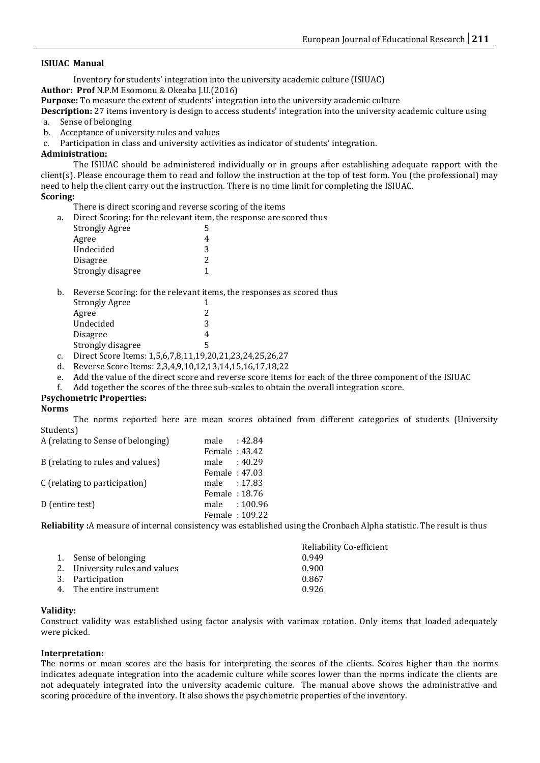**ISIUAC Manual**

Inventory for students' integration into the university academic culture (ISIUAC)

**Author: Prof** N.P.M Esomonu & Okeaba J.U.(2016)

**Purpose:** To measure the extent of students' integration into the university academic culture

**Description:** 27 items inventory is design to access students' integration into the university academic culture using

a. Sense of belonging
b. Acceptance of university rules and values
c. Participation in class and university activities as indicator of students' integration.

**Administration:**

The ISIUAC should be administered individually or in groups after establishing adequate rapport with the client(s). Please encourage them to read and follow the instruction at the top of test form. You (the professional) may need to help the client carry out the instruction. There is no time limit for completing the ISIUAC.

**Scoring:**

There is direct scoring and reverse scoring of the items

a. Direct Scoring: for the relevant item, the response are scored thus

| | |
|---|---|
| Strongly Agree | 5 |
| Agree | 4 |
| Undecided | 3 |
| Disagree | 2 |
| Strongly disagree | 1 |

b. Reverse Scoring: for the relevant items, the responses as scored thus

| | |
|---|---|
| Strongly Agree | 1 |
| Agree | 2 |
| Undecided | 3 |
| Disagree | 4 |
| Strongly disagree | 5 |

c. Direct Score Items: 1,5,6,7,8,11,19,20,21,23,24,25,26,27
d. Reverse Score Items: 2,3,4,9,10,12,13,14,15,16,17,18,22
e. Add the value of the direct score and reverse score items for each of the three component of the ISIUAC
f. Add together the scores of the three sub-scales to obtain the overall integration score.

**Psychometric Properties:**

**Norms**

The norms reported here are mean scores obtained from different categories of students (University Students)

| | |
|---|---|
| A (relating to Sense of belonging) | male : 42.84 |
| | Female : 43.42 |
| B (relating to rules and values) | male : 40.29 |
| | Female : 47.03 |
| C (relating to participation) | male : 17.83 |
| | Female : 18.76 |
| D (entire test) | male : 100.96 |
| | Female : 109.22 |

**Reliability :**A measure of internal consistency was established using the Cronbach Alpha statistic. The result is thus

| | Reliability Co-efficient |
|---|---|
| 1. Sense of belonging | 0.949 |
| 2. University rules and values | 0.900 |
| 3. Participation | 0.867 |
| 4. The entire instrument | 0.926 |

**Validity:**

Construct validity was established using factor analysis with varimax rotation. Only items that loaded adequately were picked.

**Interpretation:**

The norms or mean scores are the basis for interpreting the scores of the clients. Scores higher than the norms indicates adequate integration into the academic culture while scores lower than the norms indicate the clients are not adequately integrated into the university academic culture. The manual above shows the administrative and scoring procedure of the inventory. It also shows the psychometric properties of the inventory.